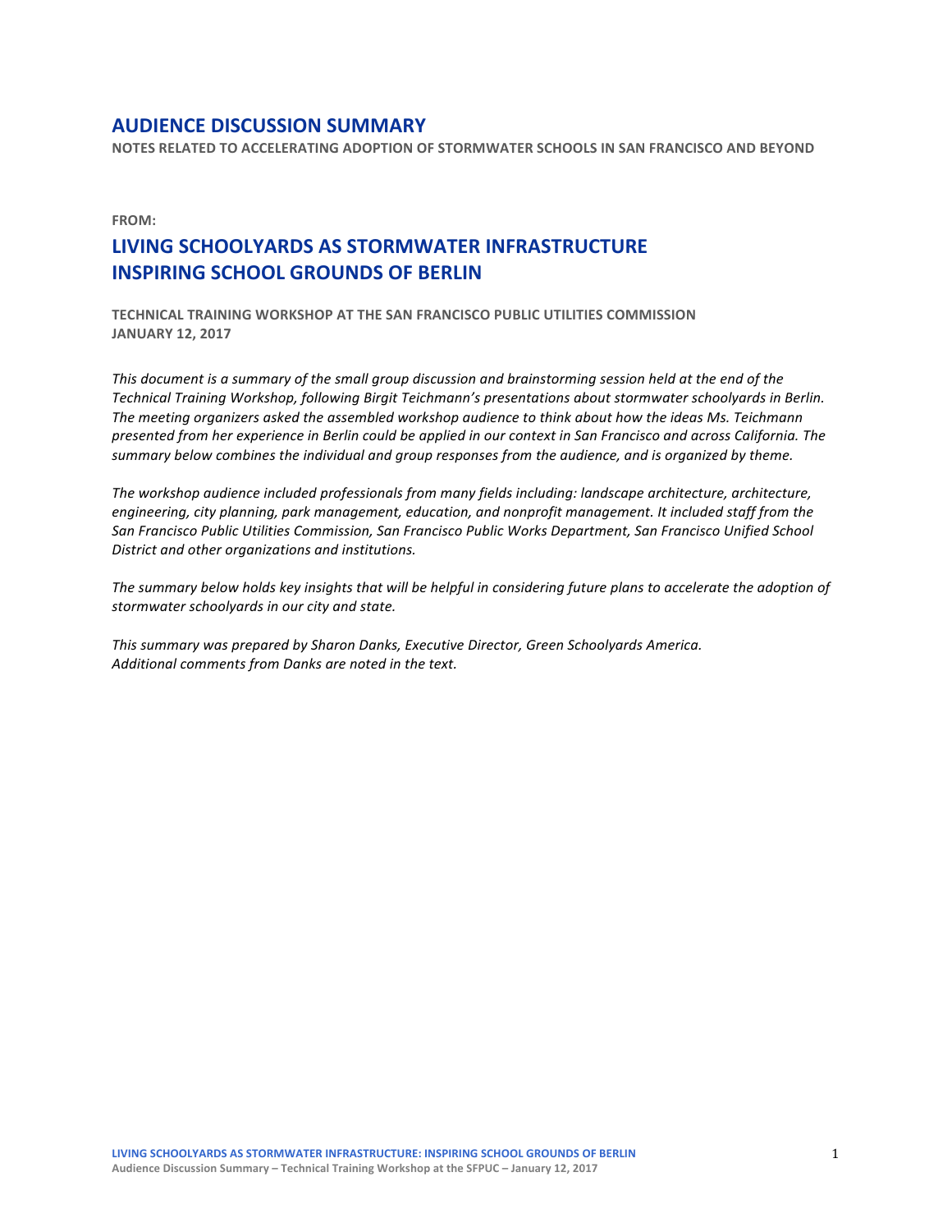# AUDIENCE DISCUSSION SUMMARY

**NOTES RELATED TO ACCELERATING ADOPTION OF STORMWATER SCHOOLS IN SAN FRANCISCO AND BEYOND**

**FROM:**

## LIVING SCHOOLYARDS AS STORMWATER INFRASTRUCTURE
## INSPIRING SCHOOL GROUNDS OF BERLIN

**TECHNICAL TRAINING WORKSHOP AT THE SAN FRANCISCO PUBLIC UTILITIES COMMISSION**
**JANUARY 12, 2017**

*This document is a summary of the small group discussion and brainstorming session held at the end of the Technical Training Workshop, following Birgit Teichmann's presentations about stormwater schoolyards in Berlin. The meeting organizers asked the assembled workshop audience to think about how the ideas Ms. Teichmann presented from her experience in Berlin could be applied in our context in San Francisco and across California. The summary below combines the individual and group responses from the audience, and is organized by theme.*

*The workshop audience included professionals from many fields including: landscape architecture, architecture, engineering, city planning, park management, education, and nonprofit management. It included staff from the San Francisco Public Utilities Commission, San Francisco Public Works Department, San Francisco Unified School District and other organizations and institutions.*

*The summary below holds key insights that will be helpful in considering future plans to accelerate the adoption of stormwater schoolyards in our city and state.*

*This summary was prepared by Sharon Danks, Executive Director, Green Schoolyards America.*
*Additional comments from Danks are noted in the text.*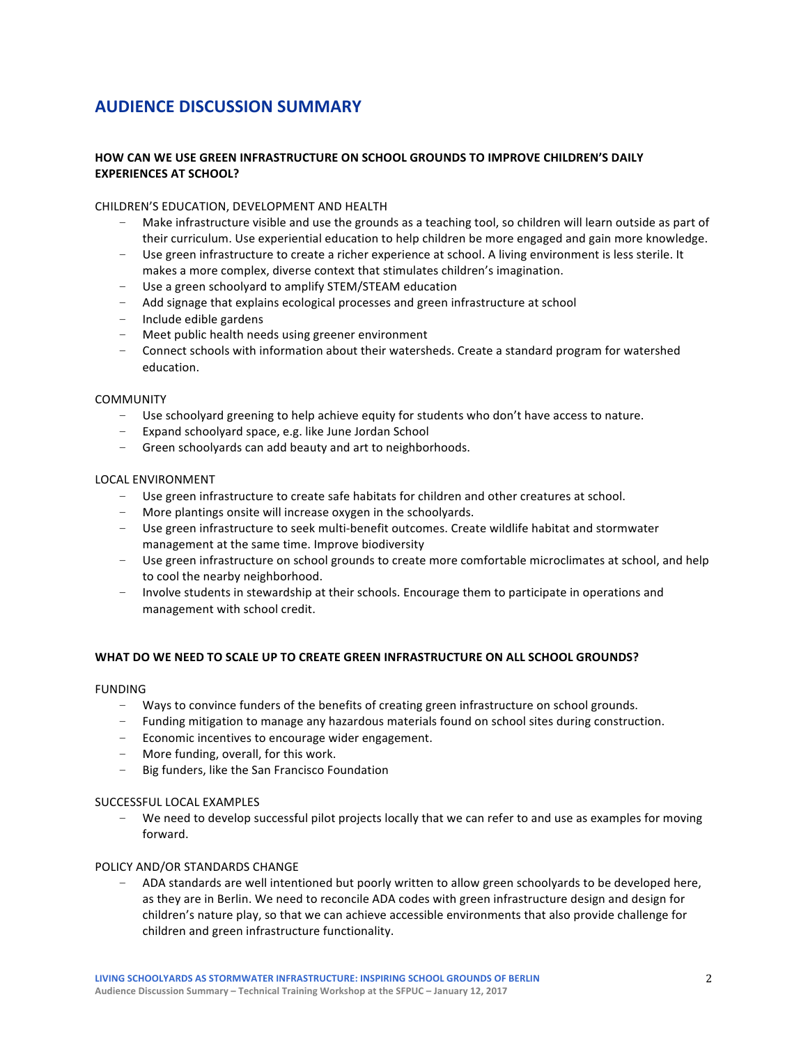## AUDIENCE DISCUSSION SUMMARY

### HOW CAN WE USE GREEN INFRASTRUCTURE ON SCHOOL GROUNDS TO IMPROVE CHILDREN'S DAILY EXPERIENCES AT SCHOOL?

CHILDREN'S EDUCATION, DEVELOPMENT AND HEALTH

- Make infrastructure visible and use the grounds as a teaching tool, so children will learn outside as part of their curriculum. Use experiential education to help children be more engaged and gain more knowledge.
- Use green infrastructure to create a richer experience at school. A living environment is less sterile. It makes a more complex, diverse context that stimulates children's imagination.
- Use a green schoolyard to amplify STEM/STEAM education
- Add signage that explains ecological processes and green infrastructure at school
- Include edible gardens
- Meet public health needs using greener environment
- Connect schools with information about their watersheds. Create a standard program for watershed education.

COMMUNITY

- Use schoolyard greening to help achieve equity for students who don't have access to nature.
- Expand schoolyard space, e.g. like June Jordan School
- Green schoolyards can add beauty and art to neighborhoods.

LOCAL ENVIRONMENT

- Use green infrastructure to create safe habitats for children and other creatures at school.
- More plantings onsite will increase oxygen in the schoolyards.
- Use green infrastructure to seek multi-benefit outcomes. Create wildlife habitat and stormwater management at the same time. Improve biodiversity
- Use green infrastructure on school grounds to create more comfortable microclimates at school, and help to cool the nearby neighborhood.
- Involve students in stewardship at their schools. Encourage them to participate in operations and management with school credit.

### WHAT DO WE NEED TO SCALE UP TO CREATE GREEN INFRASTRUCTURE ON ALL SCHOOL GROUNDS?

FUNDING

- Ways to convince funders of the benefits of creating green infrastructure on school grounds.
- Funding mitigation to manage any hazardous materials found on school sites during construction.
- Economic incentives to encourage wider engagement.
- More funding, overall, for this work.
- Big funders, like the San Francisco Foundation

SUCCESSFUL LOCAL EXAMPLES

- We need to develop successful pilot projects locally that we can refer to and use as examples for moving forward.

POLICY AND/OR STANDARDS CHANGE

- ADA standards are well intentioned but poorly written to allow green schoolyards to be developed here, as they are in Berlin. We need to reconcile ADA codes with green infrastructure design and design for children's nature play, so that we can achieve accessible environments that also provide challenge for children and green infrastructure functionality.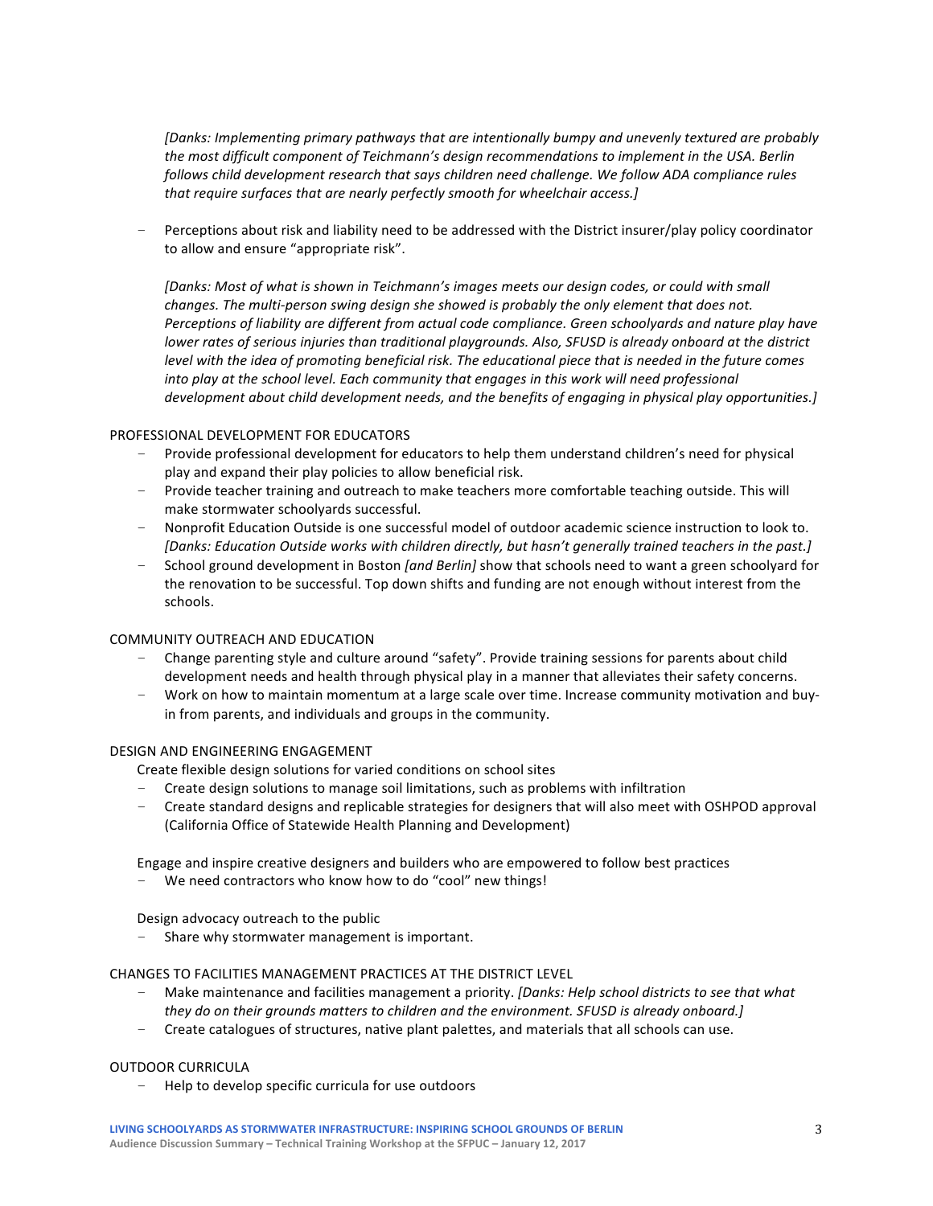*[Danks: Implementing primary pathways that are intentionally bumpy and unevenly textured are probably the most difficult component of Teichmann's design recommendations to implement in the USA. Berlin follows child development research that says children need challenge. We follow ADA compliance rules that require surfaces that are nearly perfectly smooth for wheelchair access.]*

- Perceptions about risk and liability need to be addressed with the District insurer/play policy coordinator to allow and ensure "appropriate risk".

  *[Danks: Most of what is shown in Teichmann's images meets our design codes, or could with small changes. The multi-person swing design she showed is probably the only element that does not. Perceptions of liability are different from actual code compliance. Green schoolyards and nature play have lower rates of serious injuries than traditional playgrounds. Also, SFUSD is already onboard at the district level with the idea of promoting beneficial risk. The educational piece that is needed in the future comes into play at the school level. Each community that engages in this work will need professional development about child development needs, and the benefits of engaging in physical play opportunities.]*

PROFESSIONAL DEVELOPMENT FOR EDUCATORS

- Provide professional development for educators to help them understand children's need for physical play and expand their play policies to allow beneficial risk.
- Provide teacher training and outreach to make teachers more comfortable teaching outside. This will make stormwater schoolyards successful.
- Nonprofit Education Outside is one successful model of outdoor academic science instruction to look to. *[Danks: Education Outside works with children directly, but hasn't generally trained teachers in the past.]*
- School ground development in Boston *[and Berlin]* show that schools need to want a green schoolyard for the renovation to be successful. Top down shifts and funding are not enough without interest from the schools.

COMMUNITY OUTREACH AND EDUCATION

- Change parenting style and culture around "safety". Provide training sessions for parents about child development needs and health through physical play in a manner that alleviates their safety concerns.
- Work on how to maintain momentum at a large scale over time. Increase community motivation and buy-in from parents, and individuals and groups in the community.

DESIGN AND ENGINEERING ENGAGEMENT

Create flexible design solutions for varied conditions on school sites

- Create design solutions to manage soil limitations, such as problems with infiltration
- Create standard designs and replicable strategies for designers that will also meet with OSHPOD approval (California Office of Statewide Health Planning and Development)

Engage and inspire creative designers and builders who are empowered to follow best practices

- We need contractors who know how to do "cool" new things!

Design advocacy outreach to the public

- Share why stormwater management is important.

CHANGES TO FACILITIES MANAGEMENT PRACTICES AT THE DISTRICT LEVEL

- Make maintenance and facilities management a priority. *[Danks: Help school districts to see that what they do on their grounds matters to children and the environment. SFUSD is already onboard.]*
- Create catalogues of structures, native plant palettes, and materials that all schools can use.

OUTDOOR CURRICULA

- Help to develop specific curricula for use outdoors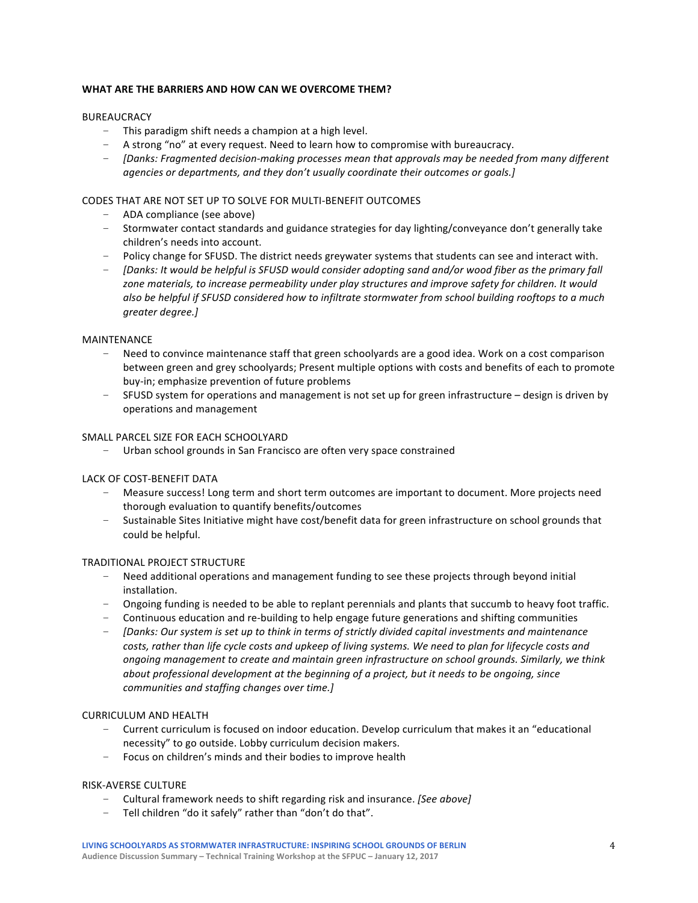**WHAT ARE THE BARRIERS AND HOW CAN WE OVERCOME THEM?**

BUREAUCRACY

- This paradigm shift needs a champion at a high level.
- A strong "no" at every request. Need to learn how to compromise with bureaucracy.
- *[Danks: Fragmented decision-making processes mean that approvals may be needed from many different agencies or departments, and they don't usually coordinate their outcomes or goals.]*

CODES THAT ARE NOT SET UP TO SOLVE FOR MULTI-BENEFIT OUTCOMES

- ADA compliance (see above)
- Stormwater contact standards and guidance strategies for day lighting/conveyance don't generally take children's needs into account.
- Policy change for SFUSD. The district needs greywater systems that students can see and interact with.
- *[Danks: It would be helpful is SFUSD would consider adopting sand and/or wood fiber as the primary fall zone materials, to increase permeability under play structures and improve safety for children. It would also be helpful if SFUSD considered how to infiltrate stormwater from school building rooftops to a much greater degree.]*

MAINTENANCE

- Need to convince maintenance staff that green schoolyards are a good idea. Work on a cost comparison between green and grey schoolyards; Present multiple options with costs and benefits of each to promote buy-in; emphasize prevention of future problems
- SFUSD system for operations and management is not set up for green infrastructure – design is driven by operations and management

SMALL PARCEL SIZE FOR EACH SCHOOLYARD

- Urban school grounds in San Francisco are often very space constrained

LACK OF COST-BENEFIT DATA

- Measure success! Long term and short term outcomes are important to document. More projects need thorough evaluation to quantify benefits/outcomes
- Sustainable Sites Initiative might have cost/benefit data for green infrastructure on school grounds that could be helpful.

TRADITIONAL PROJECT STRUCTURE

- Need additional operations and management funding to see these projects through beyond initial installation.
- Ongoing funding is needed to be able to replant perennials and plants that succumb to heavy foot traffic.
- Continuous education and re-building to help engage future generations and shifting communities
- *[Danks: Our system is set up to think in terms of strictly divided capital investments and maintenance costs, rather than life cycle costs and upkeep of living systems. We need to plan for lifecycle costs and ongoing management to create and maintain green infrastructure on school grounds. Similarly, we think about professional development at the beginning of a project, but it needs to be ongoing, since communities and staffing changes over time.]*

CURRICULUM AND HEALTH

- Current curriculum is focused on indoor education. Develop curriculum that makes it an "educational necessity" to go outside. Lobby curriculum decision makers.
- Focus on children's minds and their bodies to improve health

RISK-AVERSE CULTURE

- Cultural framework needs to shift regarding risk and insurance. *[See above]*
- Tell children "do it safely" rather than "don't do that".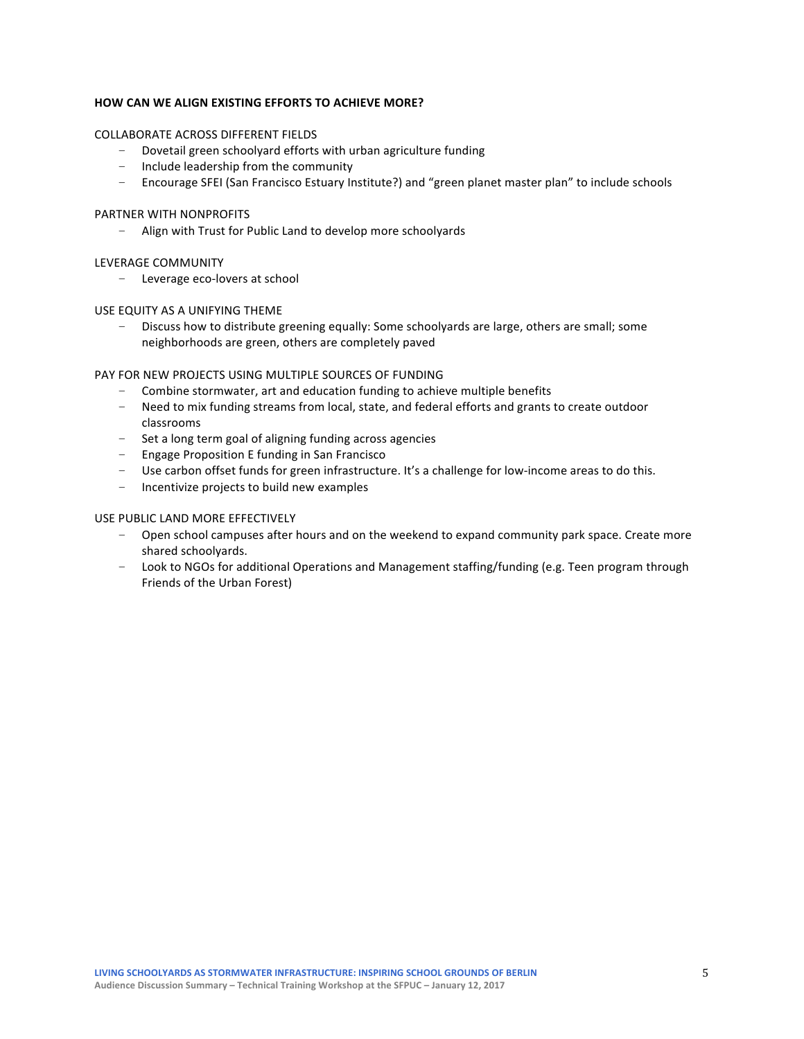## HOW CAN WE ALIGN EXISTING EFFORTS TO ACHIEVE MORE?

### COLLABORATE ACROSS DIFFERENT FIELDS

- Dovetail green schoolyard efforts with urban agriculture funding
- Include leadership from the community
- Encourage SFEI (San Francisco Estuary Institute?) and "green planet master plan" to include schools

### PARTNER WITH NONPROFITS

- Align with Trust for Public Land to develop more schoolyards

### LEVERAGE COMMUNITY

- Leverage eco-lovers at school

### USE EQUITY AS A UNIFYING THEME

- Discuss how to distribute greening equally: Some schoolyards are large, others are small; some neighborhoods are green, others are completely paved

### PAY FOR NEW PROJECTS USING MULTIPLE SOURCES OF FUNDING

- Combine stormwater, art and education funding to achieve multiple benefits
- Need to mix funding streams from local, state, and federal efforts and grants to create outdoor classrooms
- Set a long term goal of aligning funding across agencies
- Engage Proposition E funding in San Francisco
- Use carbon offset funds for green infrastructure. It's a challenge for low-income areas to do this.
- Incentivize projects to build new examples

### USE PUBLIC LAND MORE EFFECTIVELY

- Open school campuses after hours and on the weekend to expand community park space. Create more shared schoolyards.
- Look to NGOs for additional Operations and Management staffing/funding (e.g. Teen program through Friends of the Urban Forest)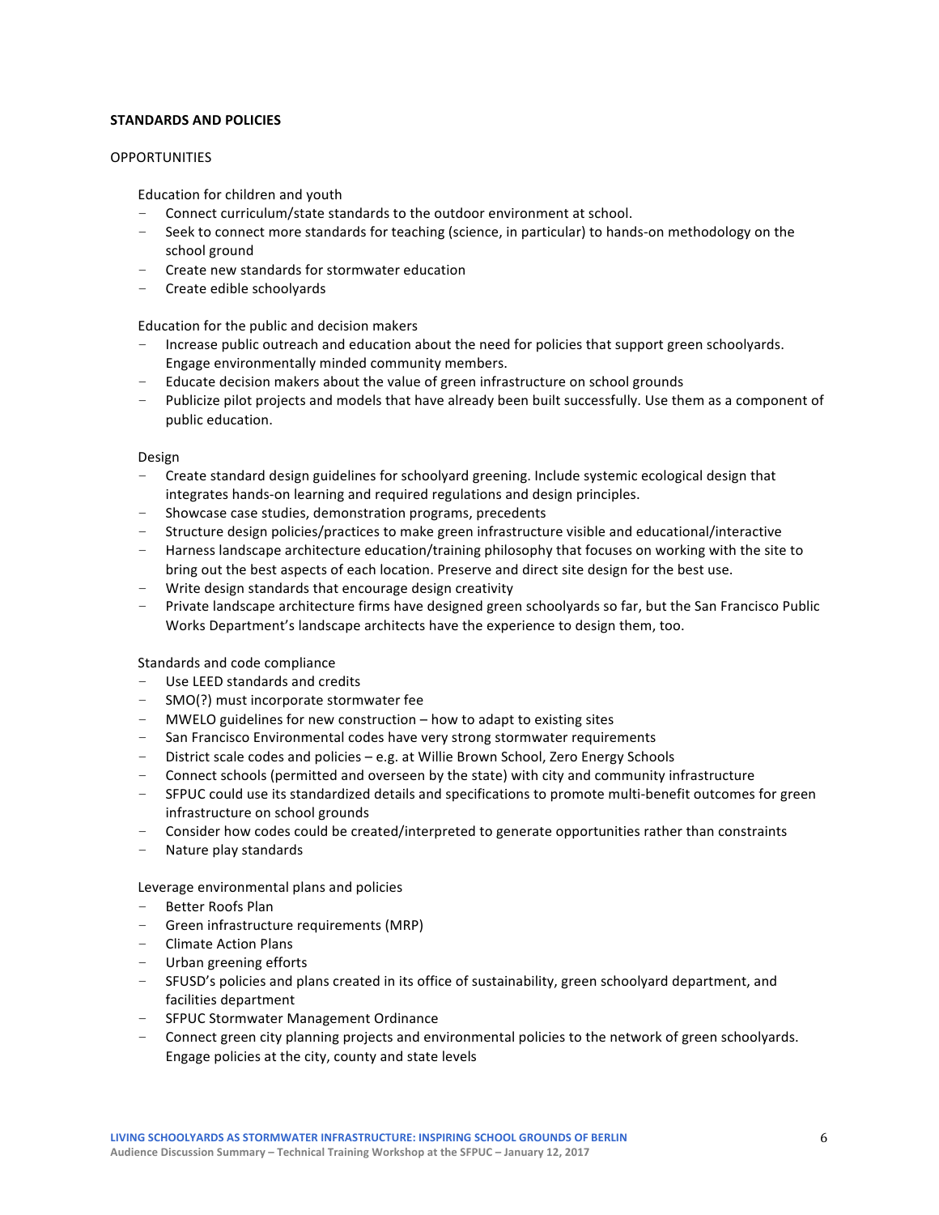## STANDARDS AND POLICIES

### OPPORTUNITIES

Education for children and youth

- Connect curriculum/state standards to the outdoor environment at school.
- Seek to connect more standards for teaching (science, in particular) to hands-on methodology on the school ground
- Create new standards for stormwater education
- Create edible schoolyards

Education for the public and decision makers

- Increase public outreach and education about the need for policies that support green schoolyards. Engage environmentally minded community members.
- Educate decision makers about the value of green infrastructure on school grounds
- Publicize pilot projects and models that have already been built successfully. Use them as a component of public education.

Design

- Create standard design guidelines for schoolyard greening. Include systemic ecological design that integrates hands-on learning and required regulations and design principles.
- Showcase case studies, demonstration programs, precedents
- Structure design policies/practices to make green infrastructure visible and educational/interactive
- Harness landscape architecture education/training philosophy that focuses on working with the site to bring out the best aspects of each location. Preserve and direct site design for the best use.
- Write design standards that encourage design creativity
- Private landscape architecture firms have designed green schoolyards so far, but the San Francisco Public Works Department's landscape architects have the experience to design them, too.

Standards and code compliance

- Use LEED standards and credits
- SMO(?) must incorporate stormwater fee
- MWELO guidelines for new construction – how to adapt to existing sites
- San Francisco Environmental codes have very strong stormwater requirements
- District scale codes and policies – e.g. at Willie Brown School, Zero Energy Schools
- Connect schools (permitted and overseen by the state) with city and community infrastructure
- SFPUC could use its standardized details and specifications to promote multi-benefit outcomes for green infrastructure on school grounds
- Consider how codes could be created/interpreted to generate opportunities rather than constraints
- Nature play standards

Leverage environmental plans and policies

- Better Roofs Plan
- Green infrastructure requirements (MRP)
- Climate Action Plans
- Urban greening efforts
- SFUSD's policies and plans created in its office of sustainability, green schoolyard department, and facilities department
- SFPUC Stormwater Management Ordinance
- Connect green city planning projects and environmental policies to the network of green schoolyards. Engage policies at the city, county and state levels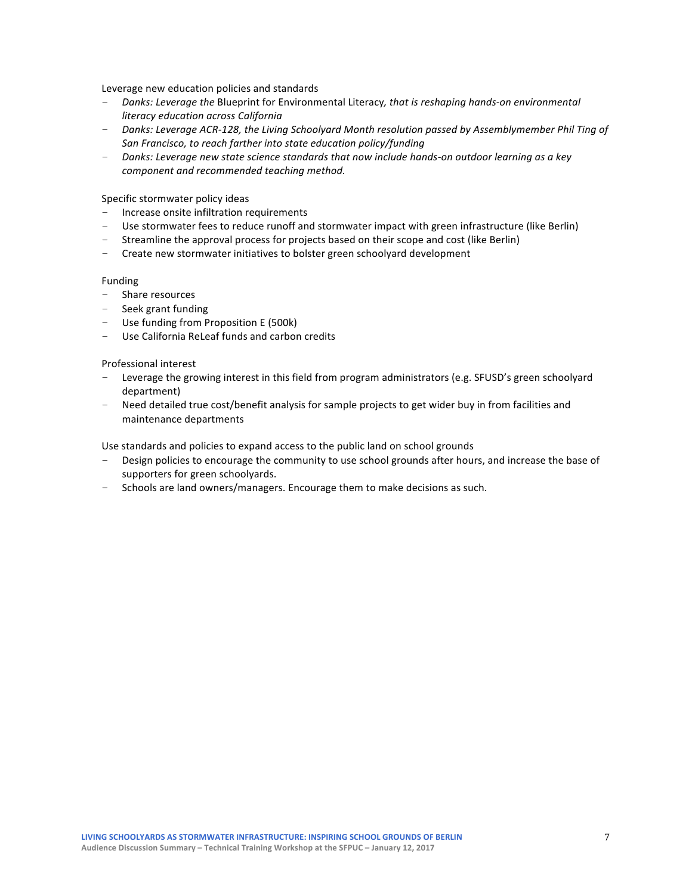Leverage new education policies and standards

- *Danks: Leverage the* Blueprint for Environmental Literacy*, that is reshaping hands-on environmental literacy education across California*
- *Danks: Leverage ACR-128, the Living Schoolyard Month resolution passed by Assemblymember Phil Ting of San Francisco, to reach farther into state education policy/funding*
- *Danks: Leverage new state science standards that now include hands-on outdoor learning as a key component and recommended teaching method.*

Specific stormwater policy ideas

- Increase onsite infiltration requirements
- Use stormwater fees to reduce runoff and stormwater impact with green infrastructure (like Berlin)
- Streamline the approval process for projects based on their scope and cost (like Berlin)
- Create new stormwater initiatives to bolster green schoolyard development

Funding

- Share resources
- Seek grant funding
- Use funding from Proposition E (500k)
- Use California ReLeaf funds and carbon credits

Professional interest

- Leverage the growing interest in this field from program administrators (e.g. SFUSD's green schoolyard department)
- Need detailed true cost/benefit analysis for sample projects to get wider buy in from facilities and maintenance departments

Use standards and policies to expand access to the public land on school grounds

- Design policies to encourage the community to use school grounds after hours, and increase the base of supporters for green schoolyards.
- Schools are land owners/managers. Encourage them to make decisions as such.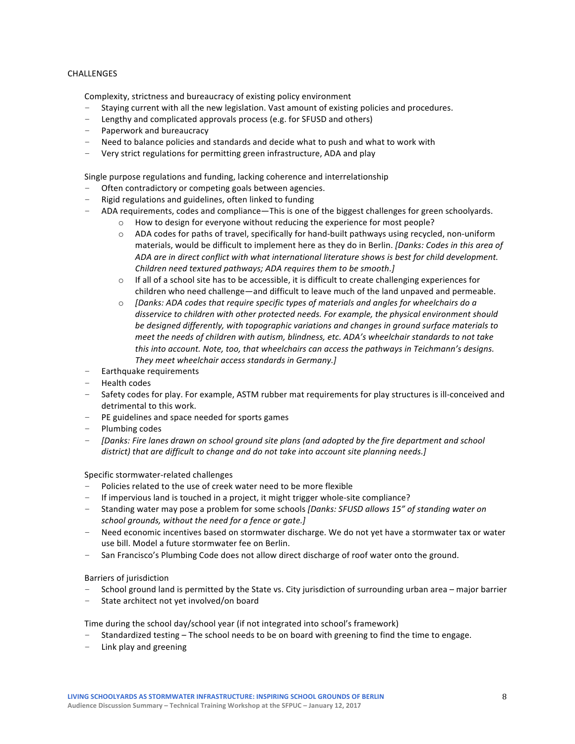CHALLENGES

Complexity, strictness and bureaucracy of existing policy environment

- Staying current with all the new legislation. Vast amount of existing policies and procedures.
- Lengthy and complicated approvals process (e.g. for SFUSD and others)
- Paperwork and bureaucracy
- Need to balance policies and standards and decide what to push and what to work with
- Very strict regulations for permitting green infrastructure, ADA and play

Single purpose regulations and funding, lacking coherence and interrelationship

- Often contradictory or competing goals between agencies.
- Rigid regulations and guidelines, often linked to funding
- ADA requirements, codes and compliance—This is one of the biggest challenges for green schoolyards.
  - How to design for everyone without reducing the experience for most people?
  - ADA codes for paths of travel, specifically for hand-built pathways using recycled, non-uniform materials, would be difficult to implement here as they do in Berlin. *[Danks: Codes in this area of ADA are in direct conflict with what international literature shows is best for child development. Children need textured pathways; ADA requires them to be smooth.]*
  - If all of a school site has to be accessible, it is difficult to create challenging experiences for children who need challenge—and difficult to leave much of the land unpaved and permeable.
  - *[Danks: ADA codes that require specific types of materials and angles for wheelchairs do a disservice to children with other protected needs. For example, the physical environment should be designed differently, with topographic variations and changes in ground surface materials to meet the needs of children with autism, blindness, etc. ADA's wheelchair standards to not take this into account. Note, too, that wheelchairs can access the pathways in Teichmann's designs. They meet wheelchair access standards in Germany.]*
- Earthquake requirements
- Health codes
- Safety codes for play. For example, ASTM rubber mat requirements for play structures is ill-conceived and detrimental to this work.
- PE guidelines and space needed for sports games
- Plumbing codes
- *[Danks: Fire lanes drawn on school ground site plans (and adopted by the fire department and school district) that are difficult to change and do not take into account site planning needs.]*

Specific stormwater-related challenges

- Policies related to the use of creek water need to be more flexible
- If impervious land is touched in a project, it might trigger whole-site compliance?
- Standing water may pose a problem for some schools *[Danks: SFUSD allows 15" of standing water on school grounds, without the need for a fence or gate.]*
- Need economic incentives based on stormwater discharge. We do not yet have a stormwater tax or water use bill. Model a future stormwater fee on Berlin.
- San Francisco's Plumbing Code does not allow direct discharge of roof water onto the ground.

Barriers of jurisdiction

- School ground land is permitted by the State vs. City jurisdiction of surrounding urban area – major barrier
- State architect not yet involved/on board

Time during the school day/school year (if not integrated into school's framework)

- Standardized testing – The school needs to be on board with greening to find the time to engage.
- Link play and greening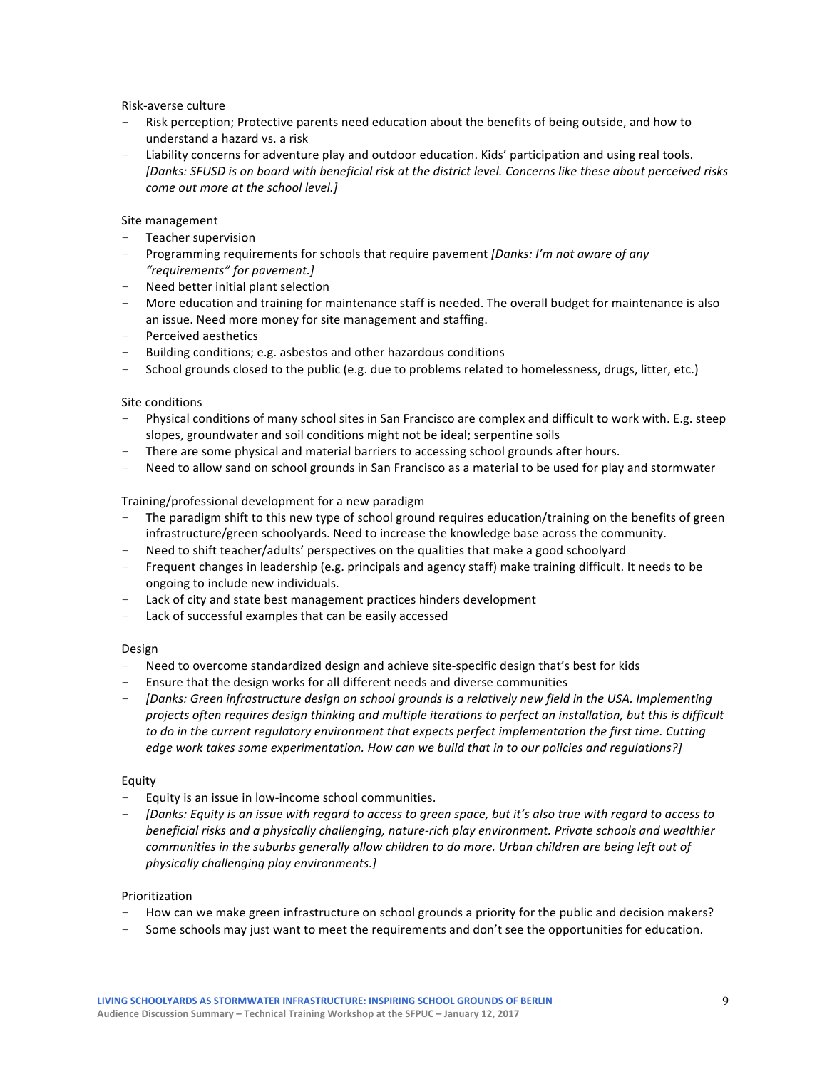Risk-averse culture

- Risk perception; Protective parents need education about the benefits of being outside, and how to understand a hazard vs. a risk
- Liability concerns for adventure play and outdoor education. Kids' participation and using real tools. *[Danks: SFUSD is on board with beneficial risk at the district level. Concerns like these about perceived risks come out more at the school level.]*

Site management

- Teacher supervision
- Programming requirements for schools that require pavement *[Danks: I'm not aware of any "requirements" for pavement.]*
- Need better initial plant selection
- More education and training for maintenance staff is needed. The overall budget for maintenance is also an issue. Need more money for site management and staffing.
- Perceived aesthetics
- Building conditions; e.g. asbestos and other hazardous conditions
- School grounds closed to the public (e.g. due to problems related to homelessness, drugs, litter, etc.)

Site conditions

- Physical conditions of many school sites in San Francisco are complex and difficult to work with. E.g. steep slopes, groundwater and soil conditions might not be ideal; serpentine soils
- There are some physical and material barriers to accessing school grounds after hours.
- Need to allow sand on school grounds in San Francisco as a material to be used for play and stormwater

Training/professional development for a new paradigm

- The paradigm shift to this new type of school ground requires education/training on the benefits of green infrastructure/green schoolyards. Need to increase the knowledge base across the community.
- Need to shift teacher/adults' perspectives on the qualities that make a good schoolyard
- Frequent changes in leadership (e.g. principals and agency staff) make training difficult. It needs to be ongoing to include new individuals.
- Lack of city and state best management practices hinders development
- Lack of successful examples that can be easily accessed

Design

- Need to overcome standardized design and achieve site-specific design that's best for kids
- Ensure that the design works for all different needs and diverse communities
- *[Danks: Green infrastructure design on school grounds is a relatively new field in the USA. Implementing projects often requires design thinking and multiple iterations to perfect an installation, but this is difficult to do in the current regulatory environment that expects perfect implementation the first time. Cutting edge work takes some experimentation. How can we build that in to our policies and regulations?]*

Equity

- Equity is an issue in low-income school communities.
- *[Danks: Equity is an issue with regard to access to green space, but it's also true with regard to access to beneficial risks and a physically challenging, nature-rich play environment. Private schools and wealthier communities in the suburbs generally allow children to do more. Urban children are being left out of physically challenging play environments.]*

Prioritization

- How can we make green infrastructure on school grounds a priority for the public and decision makers?
- Some schools may just want to meet the requirements and don't see the opportunities for education.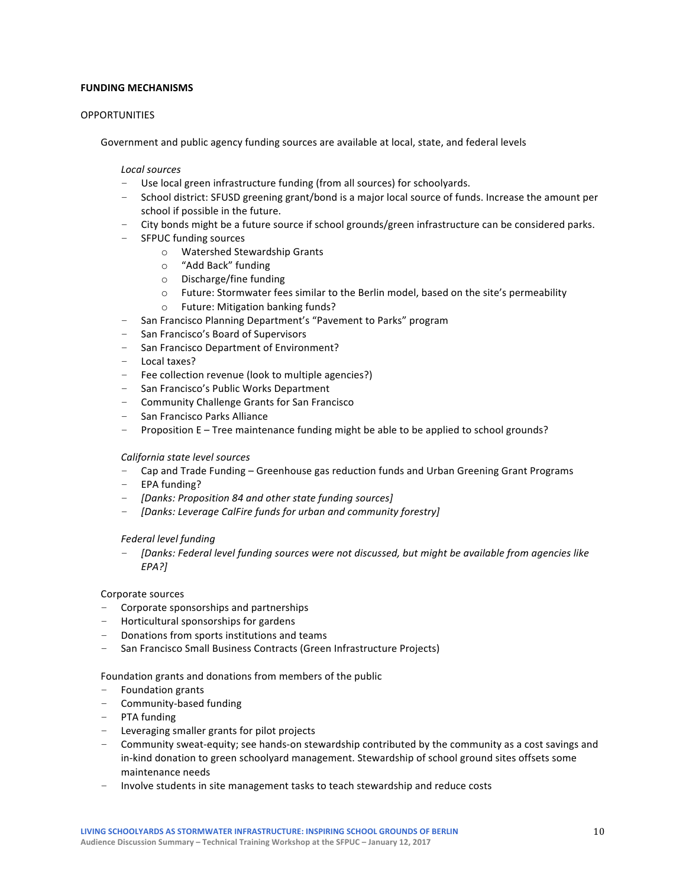**FUNDING MECHANISMS**

OPPORTUNITIES

Government and public agency funding sources are available at local, state, and federal levels

*Local sources*

- Use local green infrastructure funding (from all sources) for schoolyards.
- School district: SFUSD greening grant/bond is a major local source of funds. Increase the amount per school if possible in the future.
- City bonds might be a future source if school grounds/green infrastructure can be considered parks.
- SFPUC funding sources
    - Watershed Stewardship Grants
    - "Add Back" funding
    - Discharge/fine funding
    - Future: Stormwater fees similar to the Berlin model, based on the site's permeability
    - Future: Mitigation banking funds?
- San Francisco Planning Department's "Pavement to Parks" program
- San Francisco's Board of Supervisors
- San Francisco Department of Environment?
- Local taxes?
- Fee collection revenue (look to multiple agencies?)
- San Francisco's Public Works Department
- Community Challenge Grants for San Francisco
- San Francisco Parks Alliance
- Proposition E – Tree maintenance funding might be able to be applied to school grounds?

*California state level sources*

- Cap and Trade Funding – Greenhouse gas reduction funds and Urban Greening Grant Programs
- EPA funding?
- *[Danks: Proposition 84 and other state funding sources]*
- *[Danks: Leverage CalFire funds for urban and community forestry]*

*Federal level funding*

- *[Danks: Federal level funding sources were not discussed, but might be available from agencies like EPA?]*

Corporate sources

- Corporate sponsorships and partnerships
- Horticultural sponsorships for gardens
- Donations from sports institutions and teams
- San Francisco Small Business Contracts (Green Infrastructure Projects)

Foundation grants and donations from members of the public

- Foundation grants
- Community-based funding
- PTA funding
- Leveraging smaller grants for pilot projects
- Community sweat-equity; see hands-on stewardship contributed by the community as a cost savings and in-kind donation to green schoolyard management. Stewardship of school ground sites offsets some maintenance needs
- Involve students in site management tasks to teach stewardship and reduce costs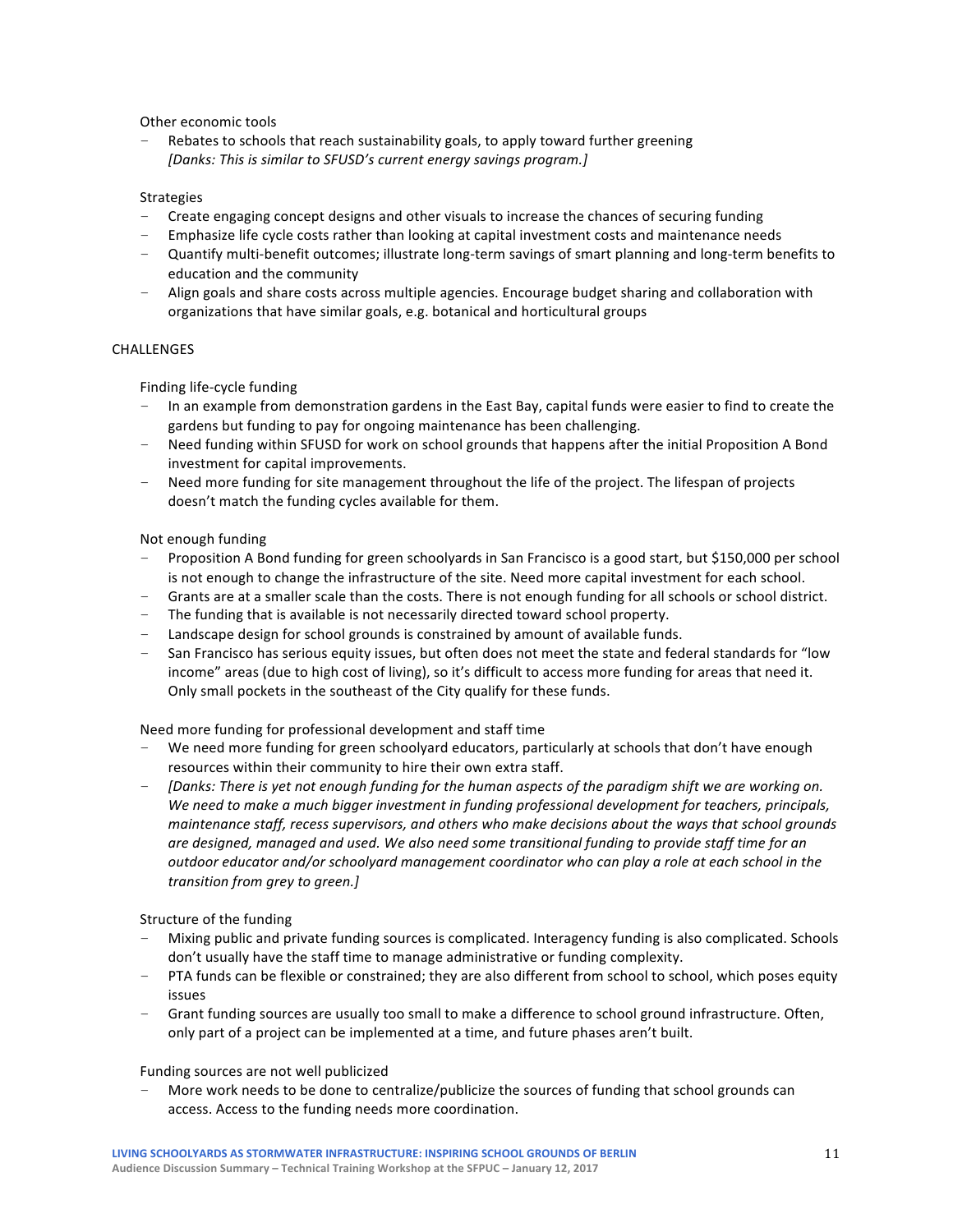Other economic tools

- Rebates to schools that reach sustainability goals, to apply toward further greening
  *[Danks: This is similar to SFUSD's current energy savings program.]*

Strategies

- Create engaging concept designs and other visuals to increase the chances of securing funding
- Emphasize life cycle costs rather than looking at capital investment costs and maintenance needs
- Quantify multi-benefit outcomes; illustrate long-term savings of smart planning and long-term benefits to education and the community
- Align goals and share costs across multiple agencies. Encourage budget sharing and collaboration with organizations that have similar goals, e.g. botanical and horticultural groups

## CHALLENGES

Finding life-cycle funding

- In an example from demonstration gardens in the East Bay, capital funds were easier to find to create the gardens but funding to pay for ongoing maintenance has been challenging.
- Need funding within SFUSD for work on school grounds that happens after the initial Proposition A Bond investment for capital improvements.
- Need more funding for site management throughout the life of the project. The lifespan of projects doesn't match the funding cycles available for them.

Not enough funding

- Proposition A Bond funding for green schoolyards in San Francisco is a good start, but $150,000 per school is not enough to change the infrastructure of the site. Need more capital investment for each school.
- Grants are at a smaller scale than the costs. There is not enough funding for all schools or school district.
- The funding that is available is not necessarily directed toward school property.
- Landscape design for school grounds is constrained by amount of available funds.
- San Francisco has serious equity issues, but often does not meet the state and federal standards for "low income" areas (due to high cost of living), so it's difficult to access more funding for areas that need it. Only small pockets in the southeast of the City qualify for these funds.

Need more funding for professional development and staff time

- We need more funding for green schoolyard educators, particularly at schools that don't have enough resources within their community to hire their own extra staff.
- *[Danks: There is yet not enough funding for the human aspects of the paradigm shift we are working on. We need to make a much bigger investment in funding professional development for teachers, principals, maintenance staff, recess supervisors, and others who make decisions about the ways that school grounds are designed, managed and used. We also need some transitional funding to provide staff time for an outdoor educator and/or schoolyard management coordinator who can play a role at each school in the transition from grey to green.]*

Structure of the funding

- Mixing public and private funding sources is complicated. Interagency funding is also complicated. Schools don't usually have the staff time to manage administrative or funding complexity.
- PTA funds can be flexible or constrained; they are also different from school to school, which poses equity issues
- Grant funding sources are usually too small to make a difference to school ground infrastructure. Often, only part of a project can be implemented at a time, and future phases aren't built.

Funding sources are not well publicized

- More work needs to be done to centralize/publicize the sources of funding that school grounds can access. Access to the funding needs more coordination.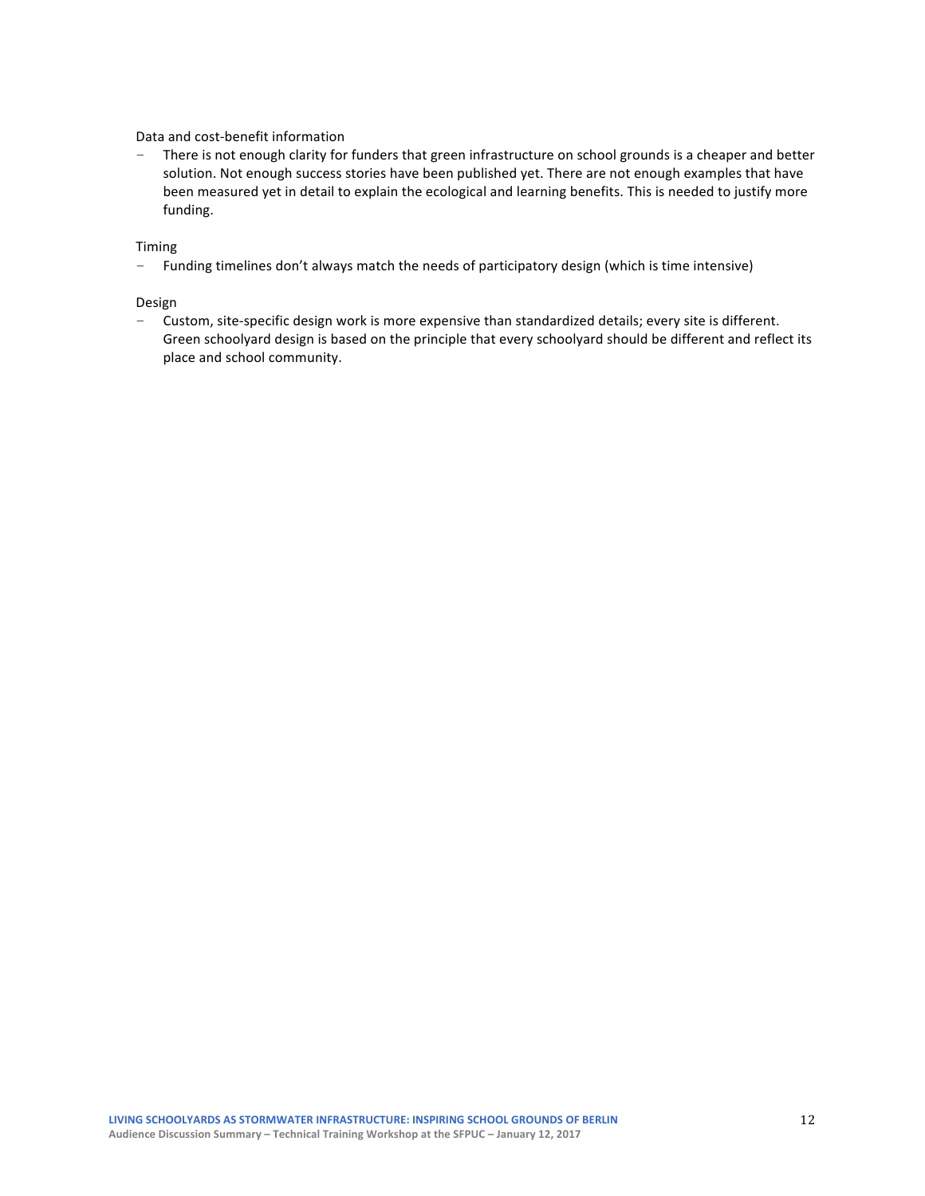Data and cost-benefit information

- There is not enough clarity for funders that green infrastructure on school grounds is a cheaper and better solution. Not enough success stories have been published yet. There are not enough examples that have been measured yet in detail to explain the ecological and learning benefits. This is needed to justify more funding.

Timing

- Funding timelines don't always match the needs of participatory design (which is time intensive)

Design

- Custom, site-specific design work is more expensive than standardized details; every site is different. Green schoolyard design is based on the principle that every schoolyard should be different and reflect its place and school community.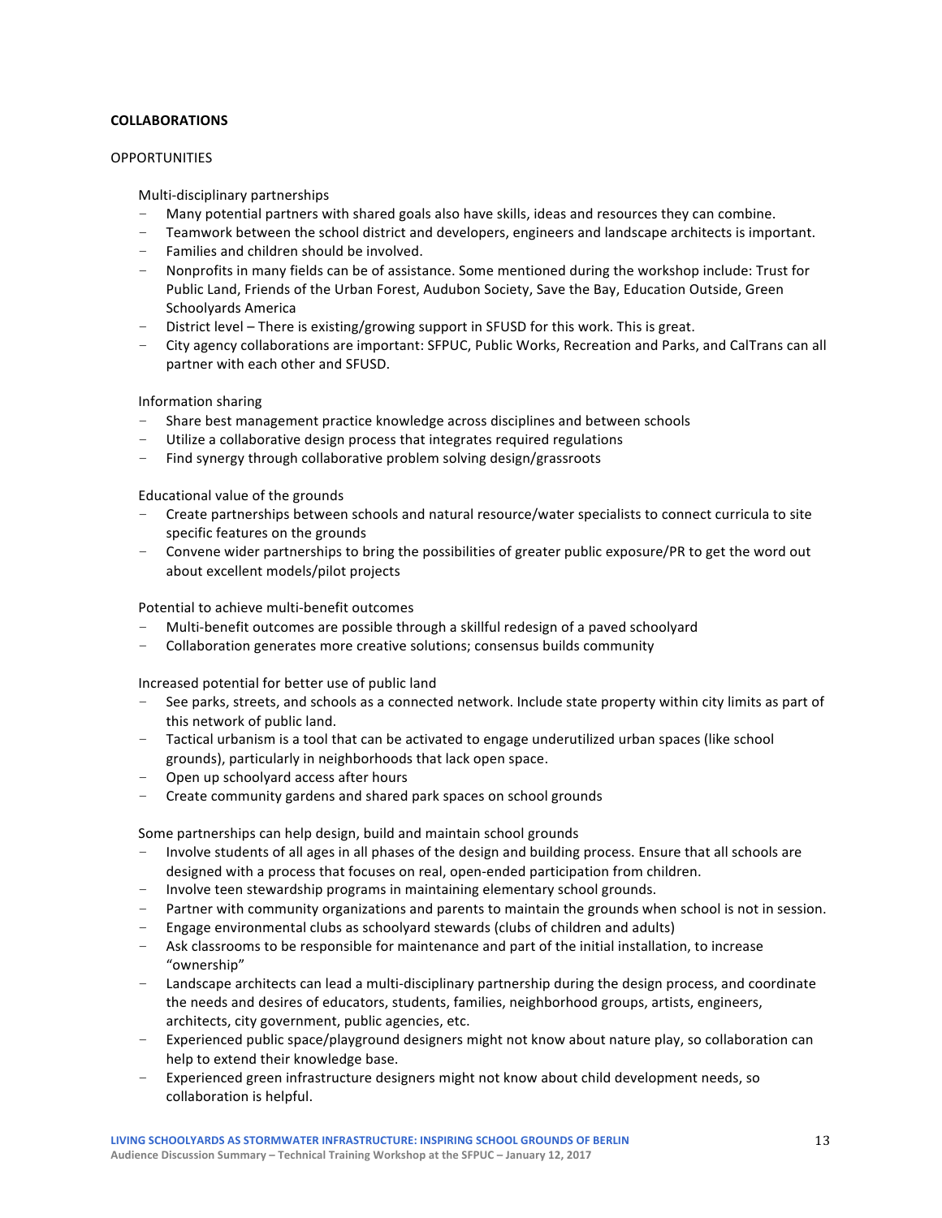**COLLABORATIONS**

OPPORTUNITIES

Multi-disciplinary partnerships

- Many potential partners with shared goals also have skills, ideas and resources they can combine.
- Teamwork between the school district and developers, engineers and landscape architects is important.
- Families and children should be involved.
- Nonprofits in many fields can be of assistance. Some mentioned during the workshop include: Trust for Public Land, Friends of the Urban Forest, Audubon Society, Save the Bay, Education Outside, Green Schoolyards America
- District level – There is existing/growing support in SFUSD for this work. This is great.
- City agency collaborations are important: SFPUC, Public Works, Recreation and Parks, and CalTrans can all partner with each other and SFUSD.

Information sharing

- Share best management practice knowledge across disciplines and between schools
- Utilize a collaborative design process that integrates required regulations
- Find synergy through collaborative problem solving design/grassroots

Educational value of the grounds

- Create partnerships between schools and natural resource/water specialists to connect curricula to site specific features on the grounds
- Convene wider partnerships to bring the possibilities of greater public exposure/PR to get the word out about excellent models/pilot projects

Potential to achieve multi-benefit outcomes

- Multi-benefit outcomes are possible through a skillful redesign of a paved schoolyard
- Collaboration generates more creative solutions; consensus builds community

Increased potential for better use of public land

- See parks, streets, and schools as a connected network. Include state property within city limits as part of this network of public land.
- Tactical urbanism is a tool that can be activated to engage underutilized urban spaces (like school grounds), particularly in neighborhoods that lack open space.
- Open up schoolyard access after hours
- Create community gardens and shared park spaces on school grounds

Some partnerships can help design, build and maintain school grounds

- Involve students of all ages in all phases of the design and building process. Ensure that all schools are designed with a process that focuses on real, open-ended participation from children.
- Involve teen stewardship programs in maintaining elementary school grounds.
- Partner with community organizations and parents to maintain the grounds when school is not in session.
- Engage environmental clubs as schoolyard stewards (clubs of children and adults)
- Ask classrooms to be responsible for maintenance and part of the initial installation, to increase "ownership"
- Landscape architects can lead a multi-disciplinary partnership during the design process, and coordinate the needs and desires of educators, students, families, neighborhood groups, artists, engineers, architects, city government, public agencies, etc.
- Experienced public space/playground designers might not know about nature play, so collaboration can help to extend their knowledge base.
- Experienced green infrastructure designers might not know about child development needs, so collaboration is helpful.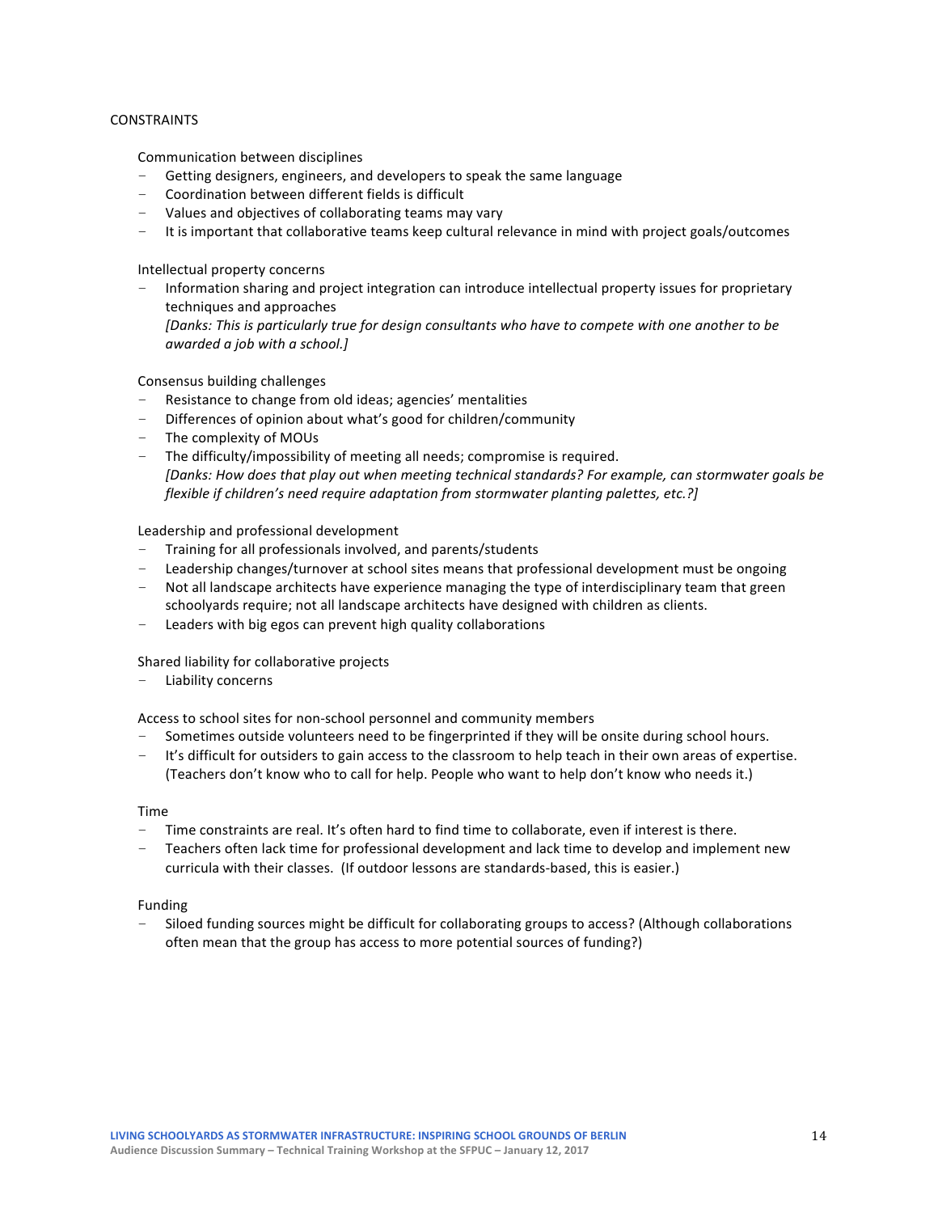## CONSTRAINTS

### Communication between disciplines

- Getting designers, engineers, and developers to speak the same language
- Coordination between different fields is difficult
- Values and objectives of collaborating teams may vary
- It is important that collaborative teams keep cultural relevance in mind with project goals/outcomes

### Intellectual property concerns

- Information sharing and project integration can introduce intellectual property issues for proprietary techniques and approaches
  *[Danks: This is particularly true for design consultants who have to compete with one another to be awarded a job with a school.]*

### Consensus building challenges

- Resistance to change from old ideas; agencies' mentalities
- Differences of opinion about what's good for children/community
- The complexity of MOUs
- The difficulty/impossibility of meeting all needs; compromise is required.
  *[Danks: How does that play out when meeting technical standards? For example, can stormwater goals be flexible if children's need require adaptation from stormwater planting palettes, etc.?]*

### Leadership and professional development

- Training for all professionals involved, and parents/students
- Leadership changes/turnover at school sites means that professional development must be ongoing
- Not all landscape architects have experience managing the type of interdisciplinary team that green schoolyards require; not all landscape architects have designed with children as clients.
- Leaders with big egos can prevent high quality collaborations

### Shared liability for collaborative projects

- Liability concerns

### Access to school sites for non-school personnel and community members

- Sometimes outside volunteers need to be fingerprinted if they will be onsite during school hours.
- It's difficult for outsiders to gain access to the classroom to help teach in their own areas of expertise. (Teachers don't know who to call for help. People who want to help don't know who needs it.)

### Time

- Time constraints are real. It's often hard to find time to collaborate, even if interest is there.
- Teachers often lack time for professional development and lack time to develop and implement new curricula with their classes. (If outdoor lessons are standards-based, this is easier.)

### Funding

- Siloed funding sources might be difficult for collaborating groups to access? (Although collaborations often mean that the group has access to more potential sources of funding?)